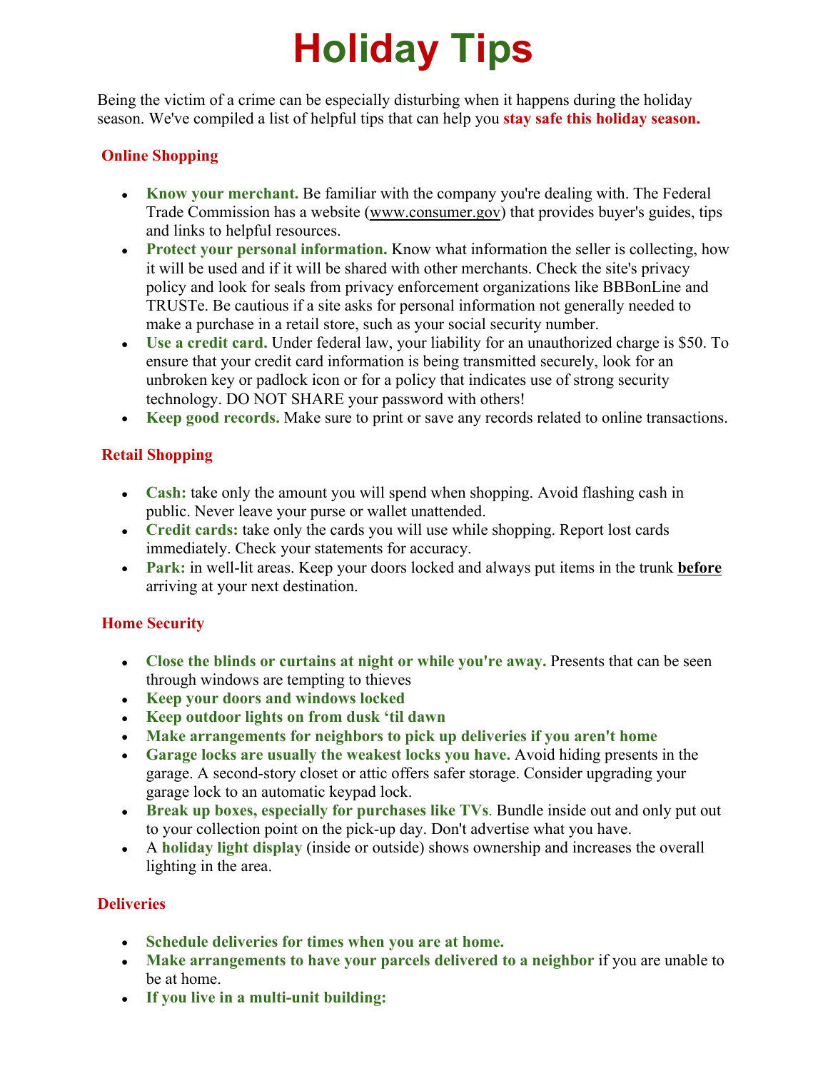# Holiday Tips

Being the victim of a crime can be especially disturbing when it happens during the holiday season. We've compiled a list of helpful tips that can help you **stay safe this holiday season.**

## Online Shopping

- **Know your merchant.** Be familiar with the company you're dealing with. The Federal Trade Commission has a website (www.consumer.gov) that provides buyer's guides, tips and links to helpful resources.
- **Protect your personal information.** Know what information the seller is collecting, how it will be used and if it will be shared with other merchants. Check the site's privacy policy and look for seals from privacy enforcement organizations like BBBonLine and TRUSTe. Be cautious if a site asks for personal information not generally needed to make a purchase in a retail store, such as your social security number.
- **Use a credit card.** Under federal law, your liability for an unauthorized charge is $50. To ensure that your credit card information is being transmitted securely, look for an unbroken key or padlock icon or for a policy that indicates use of strong security technology. DO NOT SHARE your password with others!
- **Keep good records.** Make sure to print or save any records related to online transactions.

## Retail Shopping

- **Cash:** take only the amount you will spend when shopping. Avoid flashing cash in public. Never leave your purse or wallet unattended.
- **Credit cards:** take only the cards you will use while shopping. Report lost cards immediately. Check your statements for accuracy.
- **Park:** in well-lit areas. Keep your doors locked and always put items in the trunk **before** arriving at your next destination.

## Home Security

- **Close the blinds or curtains at night or while you're away.** Presents that can be seen through windows are tempting to thieves
- **Keep your doors and windows locked**
- **Keep outdoor lights on from dusk 'til dawn**
- **Make arrangements for neighbors to pick up deliveries if you aren't home**
- **Garage locks are usually the weakest locks you have.** Avoid hiding presents in the garage. A second-story closet or attic offers safer storage. Consider upgrading your garage lock to an automatic keypad lock.
- **Break up boxes, especially for purchases like TVs**. Bundle inside out and only put out to your collection point on the pick-up day. Don't advertise what you have.
- A **holiday light display** (inside or outside) shows ownership and increases the overall lighting in the area.

## Deliveries

- **Schedule deliveries for times when you are at home.**
- **Make arrangements to have your parcels delivered to a neighbor** if you are unable to be at home.
- **If you live in a multi-unit building:**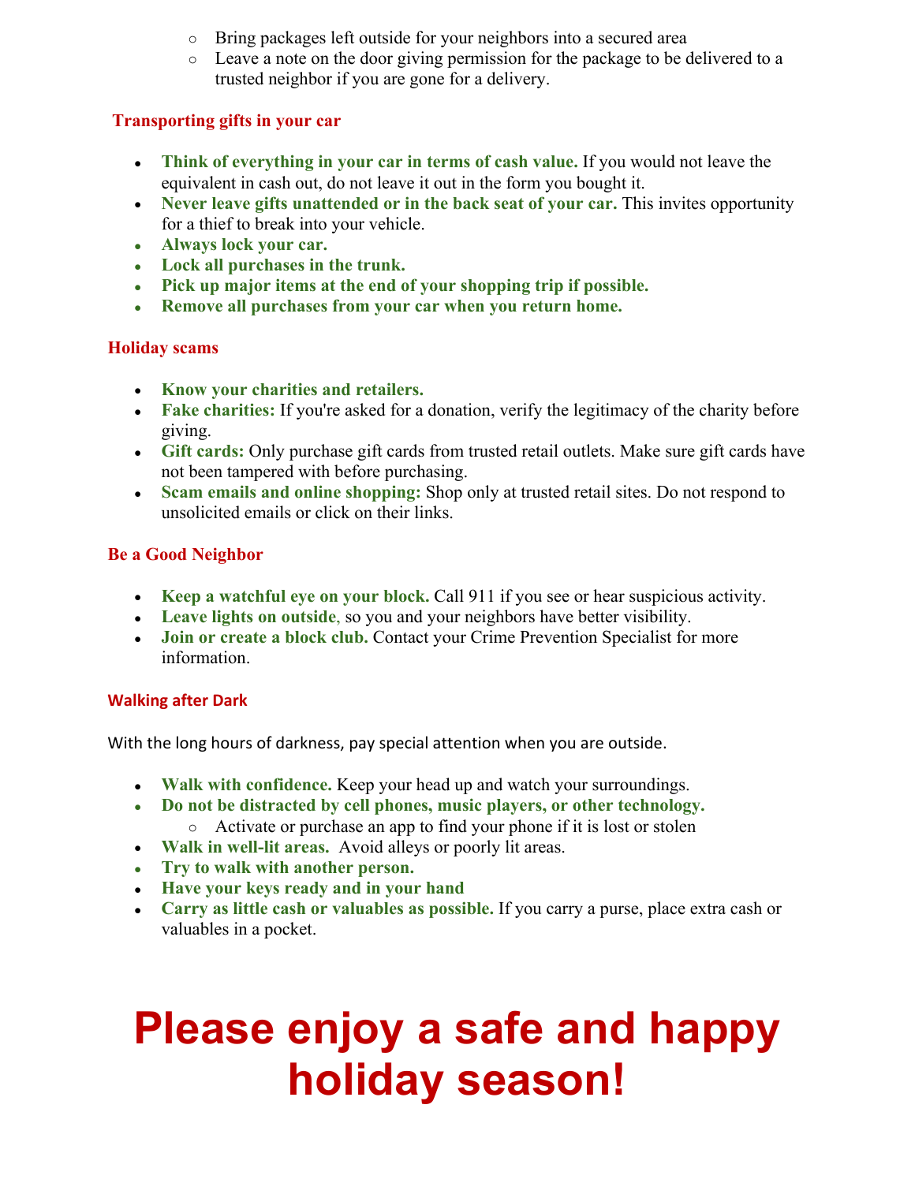- Bring packages left outside for your neighbors into a secured area
  - Leave a note on the door giving permission for the package to be delivered to a trusted neighbor if you are gone for a delivery.

## Transporting gifts in your car

- **Think of everything in your car in terms of cash value.** If you would not leave the equivalent in cash out, do not leave it out in the form you bought it.
- **Never leave gifts unattended or in the back seat of your car.** This invites opportunity for a thief to break into your vehicle.
- **Always lock your car.**
- **Lock all purchases in the trunk.**
- **Pick up major items at the end of your shopping trip if possible.**
- **Remove all purchases from your car when you return home.**

## Holiday scams

- **Know your charities and retailers.**
- **Fake charities:** If you're asked for a donation, verify the legitimacy of the charity before giving.
- **Gift cards:** Only purchase gift cards from trusted retail outlets. Make sure gift cards have not been tampered with before purchasing.
- **Scam emails and online shopping:** Shop only at trusted retail sites. Do not respond to unsolicited emails or click on their links.

## Be a Good Neighbor

- **Keep a watchful eye on your block.** Call 911 if you see or hear suspicious activity.
- **Leave lights on outside**, so you and your neighbors have better visibility.
- **Join or create a block club.** Contact your Crime Prevention Specialist for more information.

## Walking after Dark

With the long hours of darkness, pay special attention when you are outside.

- **Walk with confidence.** Keep your head up and watch your surroundings.
- **Do not be distracted by cell phones, music players, or other technology.**
  - Activate or purchase an app to find your phone if it is lost or stolen
- **Walk in well-lit areas.** Avoid alleys or poorly lit areas.
- **Try to walk with another person.**
- **Have your keys ready and in your hand**
- **Carry as little cash or valuables as possible.** If you carry a purse, place extra cash or valuables in a pocket.

# Please enjoy a safe and happy holiday season!